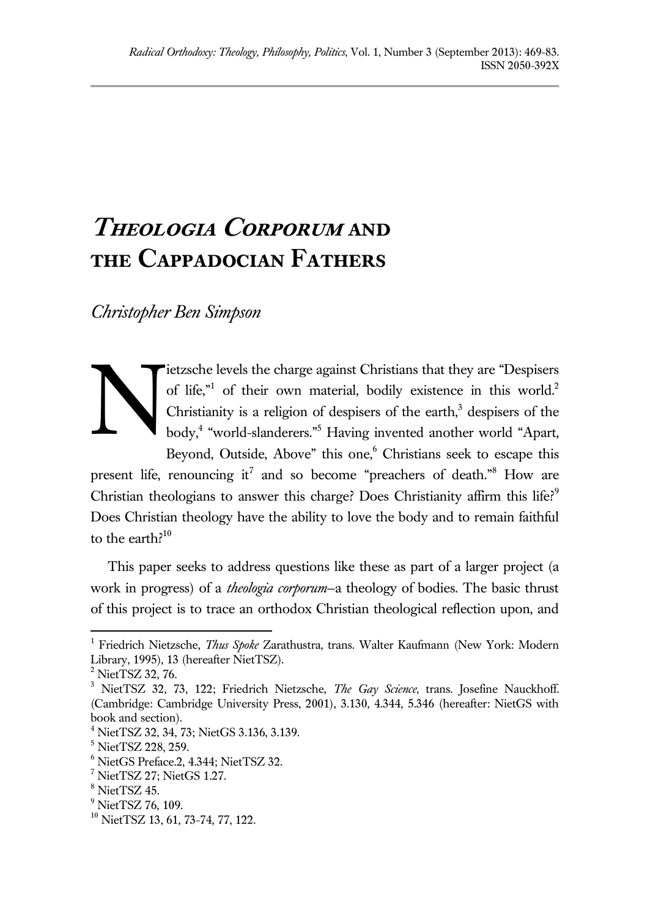# *Theologia Corporum* and the Cappadocian Fathers

*Christopher Ben Simpson*

Nietzsche levels the charge against Christians that they are "Despisers of life,"[1] of their own material, bodily existence in this world.[2] Christianity is a religion of despisers of the earth,[3] despisers of the body,[4] "world-slanderers."[5] Having invented another world "Apart, Beyond, Outside, Above" this one,[6] Christians seek to escape this present life, renouncing it[7] and so become "preachers of death."[8] How are Christian theologians to answer this charge? Does Christianity affirm this life?[9] Does Christian theology have the ability to love the body and to remain faithful to the earth?[10]

This paper seeks to address questions like these as part of a larger project (a work in progress) of a *theologia corporum*–a theology of bodies. The basic thrust of this project is to trace an orthodox Christian theological reflection upon, and

---

[1] Friedrich Nietzsche, *Thus Spoke* Zarathustra, trans. Walter Kaufmann (New York: Modern Library, 1995), 13 (hereafter NietTSZ).

[2] NietTSZ 32, 76.

[3] NietTSZ 32, 73, 122; Friedrich Nietzsche, *The Gay Science*, trans. Josefine Nauckhoff. (Cambridge: Cambridge University Press, 2001), 3.130, 4.344, 5.346 (hereafter: NietGS with book and section).

[4] NietTSZ 32, 34, 73; NietGS 3.136, 3.139.

[5] NietTSZ 228, 259.

[6] NietGS Preface.2, 4.344; NietTSZ 32.

[7] NietTSZ 27; NietGS 1.27.

[8] NietTSZ 45.

[9] NietTSZ 76, 109.

[10] NietTSZ 13, 61, 73-74, 77, 122.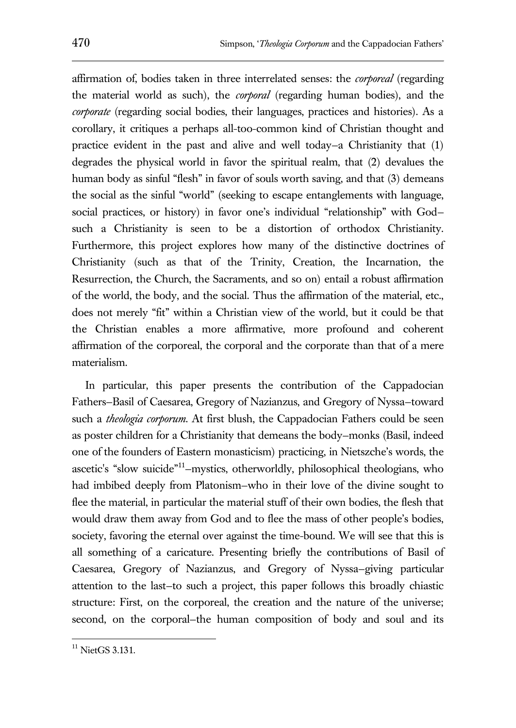affirmation of, bodies taken in three interrelated senses: the *corporeal* (regarding the material world as such), the *corporal* (regarding human bodies), and the *corporate* (regarding social bodies, their languages, practices and histories). As a corollary, it critiques a perhaps all-too-common kind of Christian thought and practice evident in the past and alive and well today—a Christianity that (1) degrades the physical world in favor the spiritual realm, that (2) devalues the human body as sinful "flesh" in favor of souls worth saving, and that (3) demeans the social as the sinful "world" (seeking to escape entanglements with language, social practices, or history) in favor one's individual "relationship" with God—such a Christianity is seen to be a distortion of orthodox Christianity. Furthermore, this project explores how many of the distinctive doctrines of Christianity (such as that of the Trinity, Creation, the Incarnation, the Resurrection, the Church, the Sacraments, and so on) entail a robust affirmation of the world, the body, and the social. Thus the affirmation of the material, etc., does not merely "fit" within a Christian view of the world, but it could be that the Christian enables a more affirmative, more profound and coherent affirmation of the corporeal, the corporal and the corporate than that of a mere materialism.

In particular, this paper presents the contribution of the Cappadocian Fathers—Basil of Caesarea, Gregory of Nazianzus, and Gregory of Nyssa—toward such a *theologia corporum*. At first blush, the Cappadocian Fathers could be seen as poster children for a Christianity that demeans the body—monks (Basil, indeed one of the founders of Eastern monasticism) practicing, in Nietszche's words, the ascetic's "slow suicide"[11]—mystics, otherworldly, philosophical theologians, who had imbibed deeply from Platonism—who in their love of the divine sought to flee the material, in particular the material stuff of their own bodies, the flesh that would draw them away from God and to flee the mass of other people's bodies, society, favoring the eternal over against the time-bound. We will see that this is all something of a caricature. Presenting briefly the contributions of Basil of Caesarea, Gregory of Nazianzus, and Gregory of Nyssa—giving particular attention to the last—to such a project, this paper follows this broadly chiastic structure: First, on the corporeal, the creation and the nature of the universe; second, on the corporal—the human composition of body and soul and its

[11] NietGS 3.131.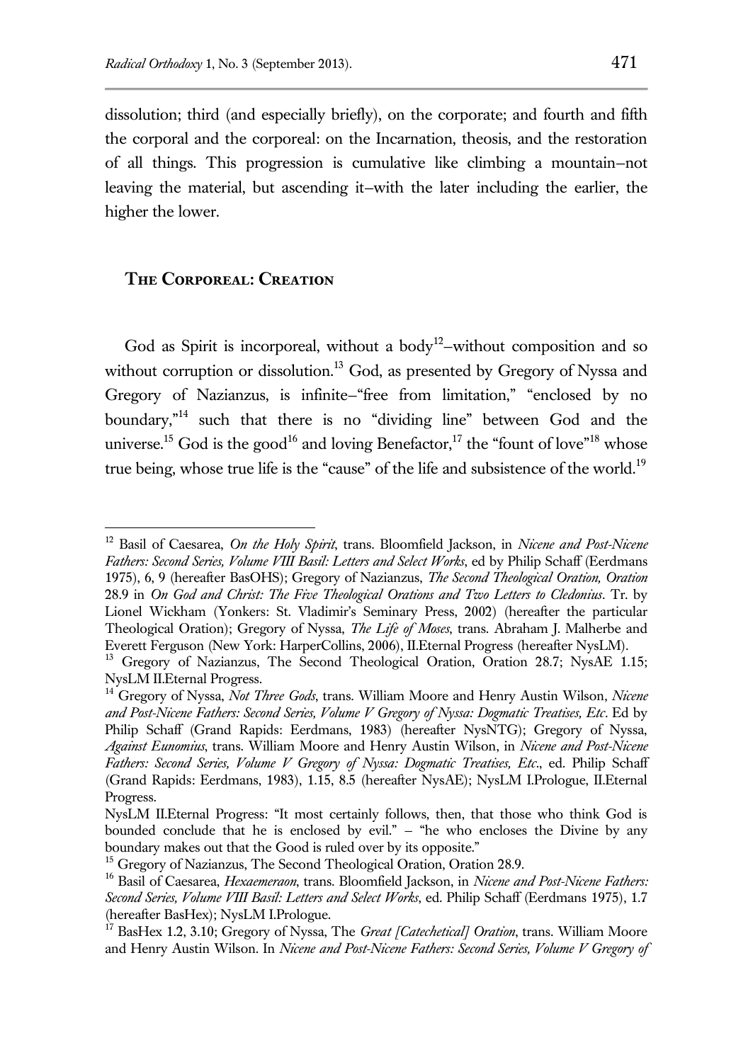dissolution; third (and especially briefly), on the corporate; and fourth and fifth the corporal and the corporeal: on the Incarnation, theosis, and the restoration of all things. This progression is cumulative like climbing a mountain—not leaving the material, but ascending it—with the later including the earlier, the higher the lower.

## The Corporeal: Creation

God as Spirit is incorporeal, without a body[12]—without composition and so without corruption or dissolution.[13] God, as presented by Gregory of Nyssa and Gregory of Nazianzus, is infinite—"free from limitation," "enclosed by no boundary,"[14] such that there is no "dividing line" between God and the universe.[15] God is the good[16] and loving Benefactor,[17] the "fount of love"[18] whose true being, whose true life is the "cause" of the life and subsistence of the world.[19]

---

[12] Basil of Caesarea, *On the Holy Spirit*, trans. Bloomfield Jackson, in *Nicene and Post-Nicene Fathers: Second Series, Volume VIII Basil: Letters and Select Works*, ed by Philip Schaff (Eerdmans 1975), 6, 9 (hereafter BasOHS); Gregory of Nazianzus, *The Second Theological Oration, Oration* 28.9 in *On God and Christ: The Five Theological Orations and Two Letters to Cledonius*. Tr. by Lionel Wickham (Yonkers: St. Vladimir's Seminary Press, 2002) (hereafter the particular Theological Oration); Gregory of Nyssa, *The Life of Moses*, trans. Abraham J. Malherbe and Everett Ferguson (New York: HarperCollins, 2006), II.Eternal Progress (hereafter NysLM).

[13] Gregory of Nazianzus, The Second Theological Oration, Oration 28.7; NysAE 1.15; NysLM II.Eternal Progress.

[14] Gregory of Nyssa, *Not Three Gods*, trans. William Moore and Henry Austin Wilson, *Nicene and Post-Nicene Fathers: Second Series, Volume V Gregory of Nyssa: Dogmatic Treatises, Etc*. Ed by Philip Schaff (Grand Rapids: Eerdmans, 1983) (hereafter NysNTG); Gregory of Nyssa, *Against Eunomius*, trans. William Moore and Henry Austin Wilson, in *Nicene and Post-Nicene Fathers: Second Series, Volume V Gregory of Nyssa: Dogmatic Treatises, Etc*., ed. Philip Schaff (Grand Rapids: Eerdmans, 1983), 1.15, 8.5 (hereafter NysAE); NysLM I.Prologue, II.Eternal Progress.

NysLM II.Eternal Progress: "It most certainly follows, then, that those who think God is bounded conclude that he is enclosed by evil." – "he who encloses the Divine by any boundary makes out that the Good is ruled over by its opposite."

[15] Gregory of Nazianzus, The Second Theological Oration, Oration 28.9.

[16] Basil of Caesarea, *Hexaemeraon*, trans. Bloomfield Jackson, in *Nicene and Post-Nicene Fathers: Second Series, Volume VIII Basil: Letters and Select Works*, ed. Philip Schaff (Eerdmans 1975), 1.7 (hereafter BasHex); NysLM I.Prologue.

[17] BasHex 1.2, 3.10; Gregory of Nyssa, The *Great [Catechetical] Oration*, trans. William Moore and Henry Austin Wilson. In *Nicene and Post-Nicene Fathers: Second Series, Volume V Gregory of*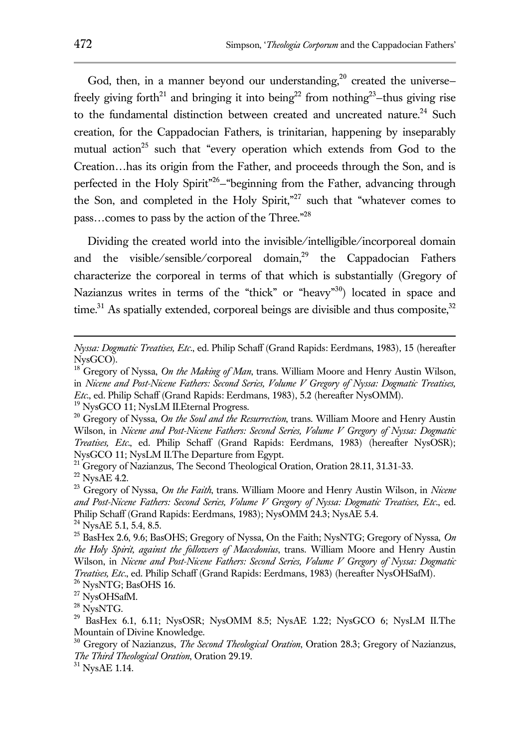God, then, in a manner beyond our understanding,[20] created the universe–freely giving forth[21] and bringing it into being[22] from nothing[23]–thus giving rise to the fundamental distinction between created and uncreated nature.[24] Such creation, for the Cappadocian Fathers, is trinitarian, happening by inseparably mutual action[25] such that "every operation which extends from God to the Creation…has its origin from the Father, and proceeds through the Son, and is perfected in the Holy Spirit"[26]–"beginning from the Father, advancing through the Son, and completed in the Holy Spirit,"[27] such that "whatever comes to pass…comes to pass by the action of the Three."[28]

Dividing the created world into the invisible/intelligible/incorporeal domain and the visible/sensible/corporeal domain,[29] the Cappadocian Fathers characterize the corporeal in terms of that which is substantially (Gregory of Nazianzus writes in terms of the "thick" or "heavy"[30]) located in space and time.[31] As spatially extended, corporeal beings are divisible and thus composite,[32]

---

*Nyssa: Dogmatic Treatises, Etc*., ed. Philip Schaff (Grand Rapids: Eerdmans, 1983), 15 (hereafter NysGCO).

[18] Gregory of Nyssa, *On the Making of Man*, trans. William Moore and Henry Austin Wilson, in *Nicene and Post-Nicene Fathers: Second Series, Volume V Gregory of Nyssa: Dogmatic Treatises, Etc*., ed. Philip Schaff (Grand Rapids: Eerdmans, 1983), 5.2 (hereafter NysOMM).

[19] NysGCO 11; NysLM II.Eternal Progress.

[20] Gregory of Nyssa, *On the Soul and the Resurrection*, trans. William Moore and Henry Austin Wilson, in *Nicene and Post-Nicene Fathers: Second Series, Volume V Gregory of Nyssa: Dogmatic Treatises, Etc*., ed. Philip Schaff (Grand Rapids: Eerdmans, 1983) (hereafter NysOSR); NysGCO 11; NysLM II.The Departure from Egypt.

[21] Gregory of Nazianzus, The Second Theological Oration, Oration 28.11, 31.31-33.

[22] NysAE 4.2.

[23] Gregory of Nyssa, *On the Faith*, trans. William Moore and Henry Austin Wilson, in *Nicene and Post-Nicene Fathers: Second Series, Volume V Gregory of Nyssa: Dogmatic Treatises, Etc*., ed. Philip Schaff (Grand Rapids: Eerdmans, 1983); NysOMM 24.3; NysAE 5.4.

[24] NysAE 5.1, 5.4, 8.5.

[25] BasHex 2.6, 9.6; BasOHS; Gregory of Nyssa, On the Faith; NysNTG; Gregory of Nyssa, *On the Holy Spirit, against the followers of Macedonius*, trans. William Moore and Henry Austin Wilson, in *Nicene and Post-Nicene Fathers: Second Series, Volume V Gregory of Nyssa: Dogmatic Treatises, Etc*., ed. Philip Schaff (Grand Rapids: Eerdmans, 1983) (hereafter NysOHSafM).

[26] NysNTG; BasOHS 16.

[27] NysOHSafM.

[28] NysNTG.

[29] BasHex 6.1, 6.11; NysOSR; NysOMM 8.5; NysAE 1.22; NysGCO 6; NysLM II.The Mountain of Divine Knowledge.

[30] Gregory of Nazianzus, *The Second Theological Oration*, Oration 28.3; Gregory of Nazianzus, *The Third Theological Oration*, Oration 29.19.

[31] NysAE 1.14.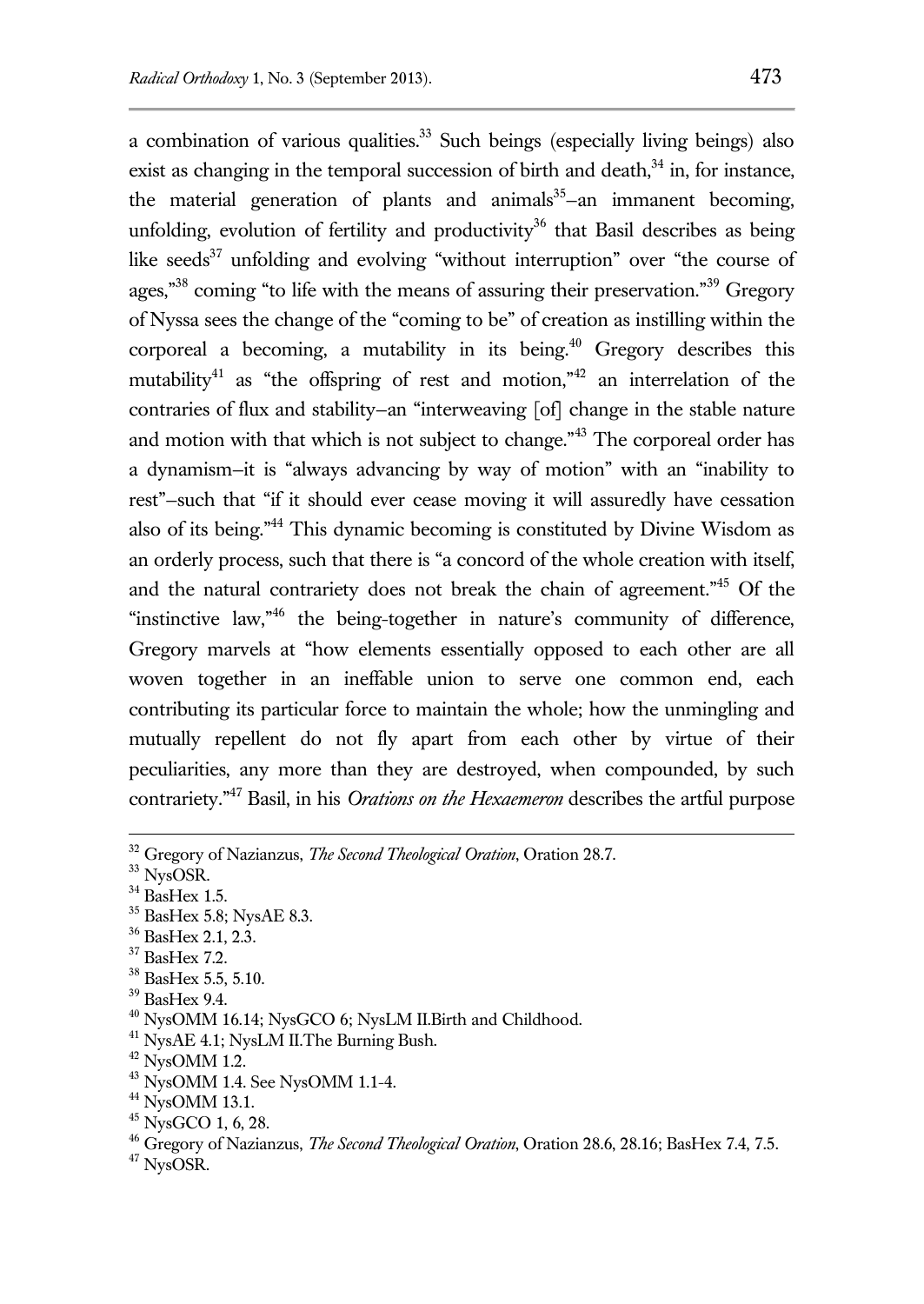a combination of various qualities.[33] Such beings (especially living beings) also exist as changing in the temporal succession of birth and death,[34] in, for instance, the material generation of plants and animals[35]–an immanent becoming, unfolding, evolution of fertility and productivity[36] that Basil describes as being like seeds[37] unfolding and evolving "without interruption" over "the course of ages,"[38] coming "to life with the means of assuring their preservation."[39] Gregory of Nyssa sees the change of the "coming to be" of creation as instilling within the corporeal a becoming, a mutability in its being.[40] Gregory describes this mutability[41] as "the offspring of rest and motion,"[42] an interrelation of the contraries of flux and stability–an "interweaving [of] change in the stable nature and motion with that which is not subject to change."[43] The corporeal order has a dynamism–it is "always advancing by way of motion" with an "inability to rest"–such that "if it should ever cease moving it will assuredly have cessation also of its being."[44] This dynamic becoming is constituted by Divine Wisdom as an orderly process, such that there is "a concord of the whole creation with itself, and the natural contrariety does not break the chain of agreement."[45] Of the "instinctive law,"[46] the being-together in nature's community of difference, Gregory marvels at "how elements essentially opposed to each other are all woven together in an ineffable union to serve one common end, each contributing its particular force to maintain the whole; how the unmingling and mutually repellent do not fly apart from each other by virtue of their peculiarities, any more than they are destroyed, when compounded, by such contrariety."[47] Basil, in his *Orations on the Hexaemeron* describes the artful purpose

---

[32] Gregory of Nazianzus, *The Second Theological Oration*, Oration 28.7.
[33] NysOSR.
[34] BasHex 1.5.
[35] BasHex 5.8; NysAE 8.3.
[36] BasHex 2.1, 2.3.
[37] BasHex 7.2.
[38] BasHex 5.5, 5.10.
[39] BasHex 9.4.
[40] NysOMM 16.14; NysGCO 6; NysLM II.Birth and Childhood.
[41] NysAE 4.1; NysLM II.The Burning Bush.
[42] NysOMM 1.2.
[43] NysOMM 1.4. See NysOMM 1.1-4.
[44] NysOMM 13.1.
[45] NysGCO 1, 6, 28.
[46] Gregory of Nazianzus, *The Second Theological Oration*, Oration 28.6, 28.16; BasHex 7.4, 7.5.
[47] NysOSR.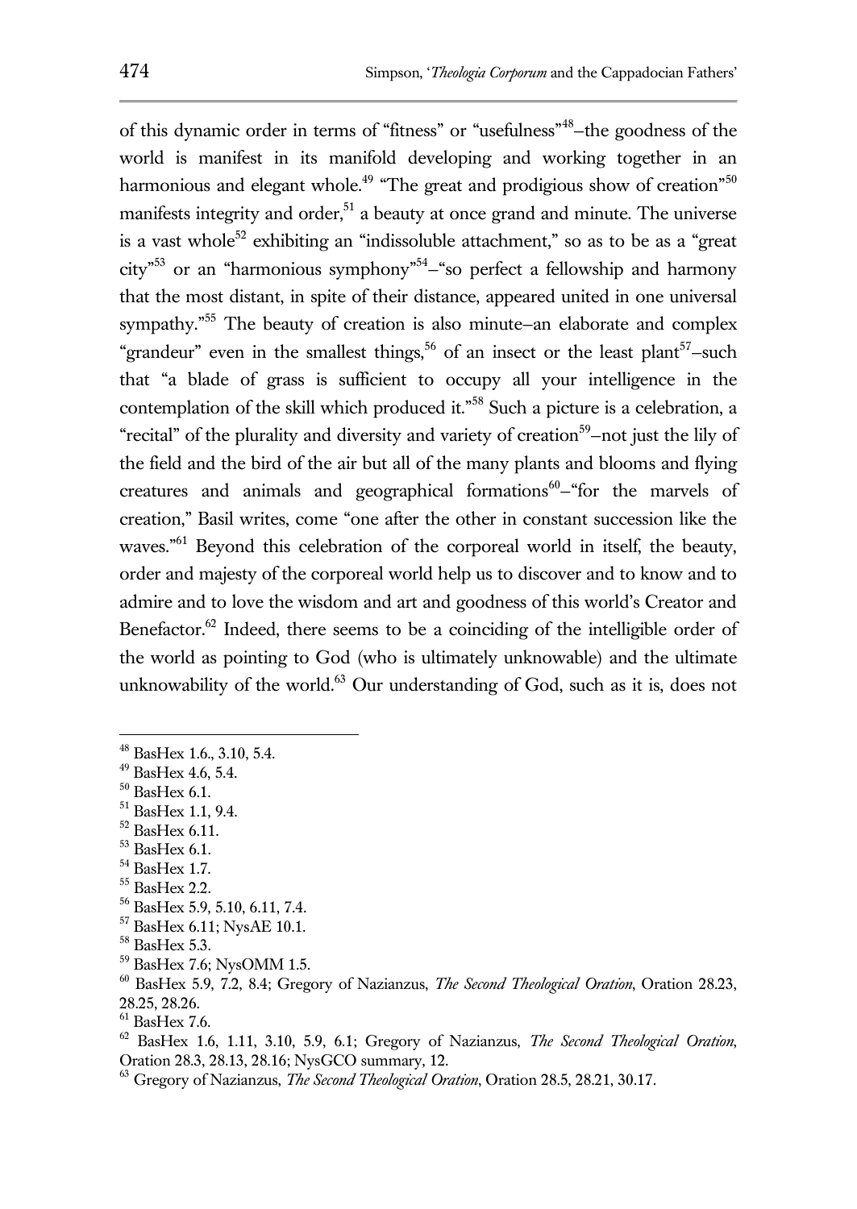of this dynamic order in terms of "fitness" or "usefulness"[48]–the goodness of the world is manifest in its manifold developing and working together in an harmonious and elegant whole.[49] "The great and prodigious show of creation"[50] manifests integrity and order,[51] a beauty at once grand and minute. The universe is a vast whole[52] exhibiting an "indissoluble attachment," so as to be as a "great city"[53] or an "harmonious symphony"[54]–"so perfect a fellowship and harmony that the most distant, in spite of their distance, appeared united in one universal sympathy."[55] The beauty of creation is also minute–an elaborate and complex "grandeur" even in the smallest things,[56] of an insect or the least plant[57]–such that "a blade of grass is sufficient to occupy all your intelligence in the contemplation of the skill which produced it."[58] Such a picture is a celebration, a "recital" of the plurality and diversity and variety of creation[59]–not just the lily of the field and the bird of the air but all of the many plants and blooms and flying creatures and animals and geographical formations[60]–"for the marvels of creation," Basil writes, come "one after the other in constant succession like the waves."[61] Beyond this celebration of the corporeal world in itself, the beauty, order and majesty of the corporeal world help us to discover and to know and to admire and to love the wisdom and art and goodness of this world's Creator and Benefactor.[62] Indeed, there seems to be a coinciding of the intelligible order of the world as pointing to God (who is ultimately unknowable) and the ultimate unknowability of the world.[63] Our understanding of God, such as it is, does not

---

[48] BasHex 1.6., 3.10, 5.4.

[49] BasHex 4.6, 5.4.

[50] BasHex 6.1.

[51] BasHex 1.1, 9.4.

[52] BasHex 6.11.

[53] BasHex 6.1.

[54] BasHex 1.7.

[55] BasHex 2.2.

[56] BasHex 5.9, 5.10, 6.11, 7.4.

[57] BasHex 6.11; NysAE 10.1.

[58] BasHex 5.3.

[59] BasHex 7.6; NysOMM 1.5.

[60] BasHex 5.9, 7.2, 8.4; Gregory of Nazianzus, *The Second Theological Oration*, Oration 28.23, 28.25, 28.26.

[61] BasHex 7.6.

[62] BasHex 1.6, 1.11, 3.10, 5.9, 6.1; Gregory of Nazianzus, *The Second Theological Oration*, Oration 28.3, 28.13, 28.16; NysGCO summary, 12.

[63] Gregory of Nazianzus, *The Second Theological Oration*, Oration 28.5, 28.21, 30.17.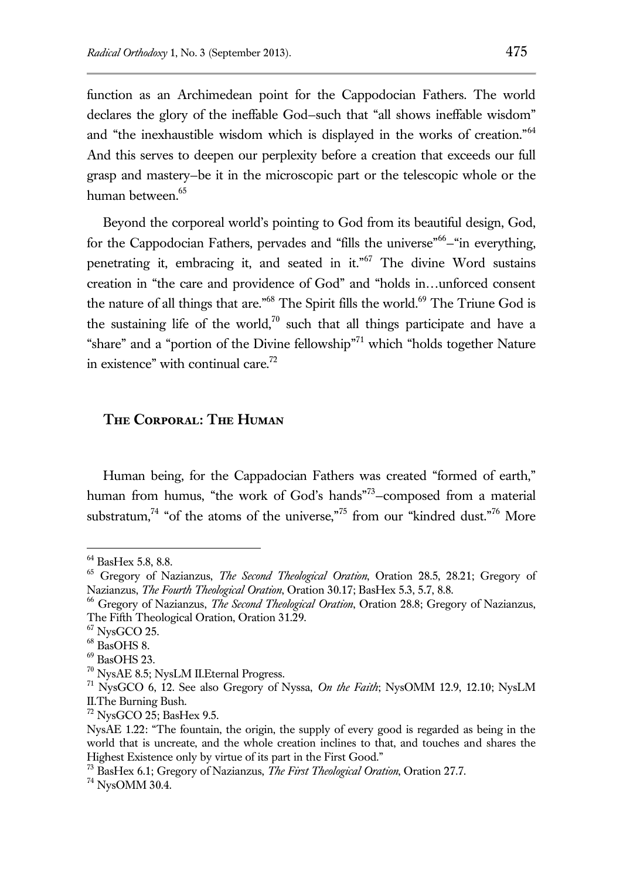function as an Archimedean point for the Cappodocian Fathers. The world declares the glory of the ineffable God–such that "all shows ineffable wisdom" and "the inexhaustible wisdom which is displayed in the works of creation."[64] And this serves to deepen our perplexity before a creation that exceeds our full grasp and mastery–be it in the microscopic part or the telescopic whole or the human between.[65]

Beyond the corporeal world's pointing to God from its beautiful design, God, for the Cappodocian Fathers, pervades and "fills the universe"[66]–"in everything, penetrating it, embracing it, and seated in it."[67] The divine Word sustains creation in "the care and providence of God" and "holds in…unforced consent the nature of all things that are."[68] The Spirit fills the world.[69] The Triune God is the sustaining life of the world,[70] such that all things participate and have a "share" and a "portion of the Divine fellowship"[71] which "holds together Nature in existence" with continual care.[72]

## The Corporal: The Human

Human being, for the Cappadocian Fathers was created "formed of earth," human from humus, "the work of God's hands"[73]–composed from a material substratum,[74] "of the atoms of the universe,"[75] from our "kindred dust."[76] More

---

[64] BasHex 5.8, 8.8.

[65] Gregory of Nazianzus, *The Second Theological Oration*, Oration 28.5, 28.21; Gregory of Nazianzus, *The Fourth Theological Oration*, Oration 30.17; BasHex 5.3, 5.7, 8.8.

[66] Gregory of Nazianzus, *The Second Theological Oration*, Oration 28.8; Gregory of Nazianzus, The Fifth Theological Oration, Oration 31.29.

[67] NysGCO 25.

[68] BasOHS 8.

[69] BasOHS 23.

[70] NysAE 8.5; NysLM II.Eternal Progress.

[71] NysGCO 6, 12. See also Gregory of Nyssa, *On the Faith*; NysOMM 12.9, 12.10; NysLM II.The Burning Bush.

[72] NysGCO 25; BasHex 9.5.

NysAE 1.22: "The fountain, the origin, the supply of every good is regarded as being in the world that is uncreate, and the whole creation inclines to that, and touches and shares the Highest Existence only by virtue of its part in the First Good."

[73] BasHex 6.1; Gregory of Nazianzus, *The First Theological Oration*, Oration 27.7.

[74] NysOMM 30.4.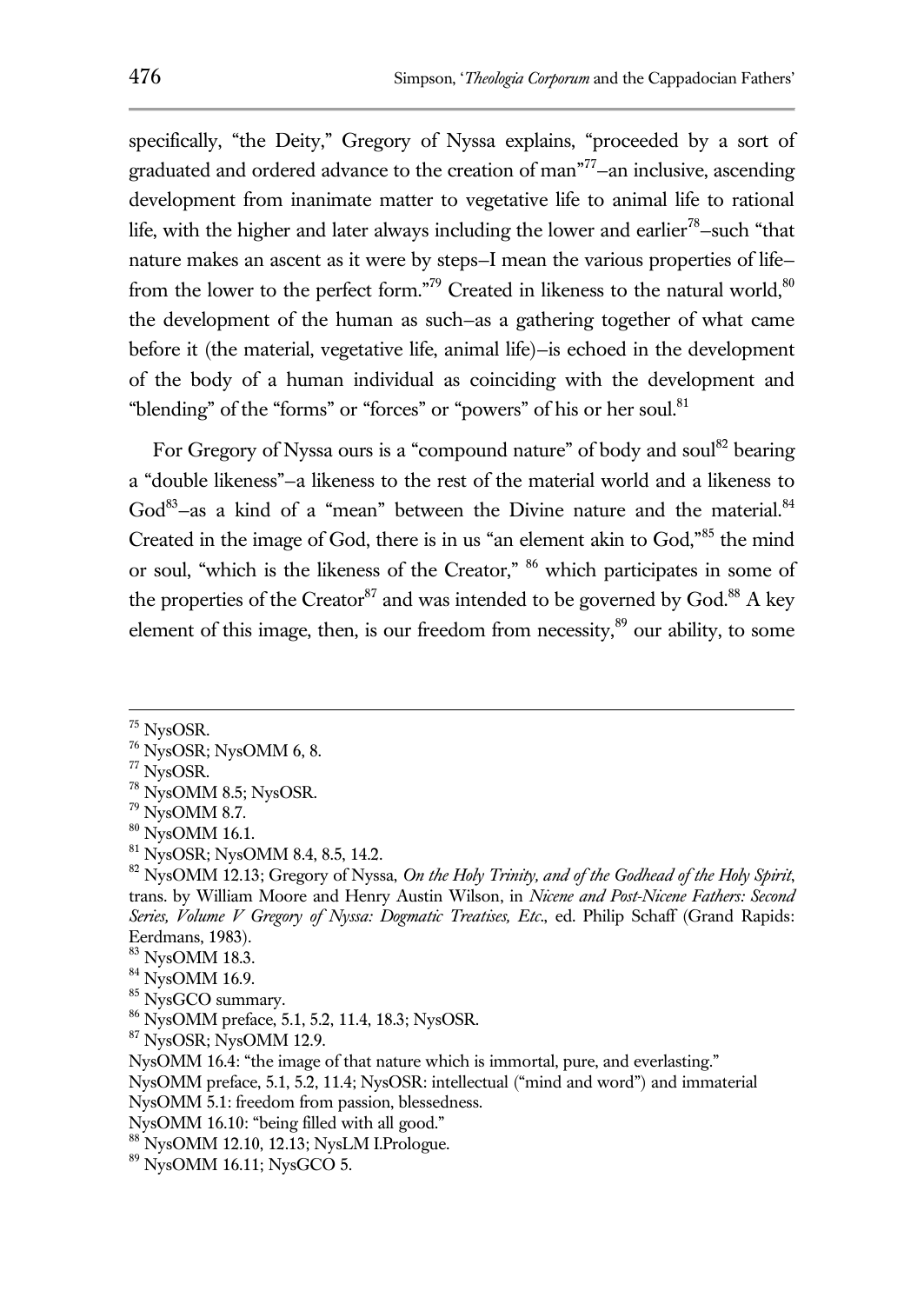specifically, "the Deity," Gregory of Nyssa explains, "proceeded by a sort of graduated and ordered advance to the creation of man"[77]–an inclusive, ascending development from inanimate matter to vegetative life to animal life to rational life, with the higher and later always including the lower and earlier[78]–such "that nature makes an ascent as it were by steps–I mean the various properties of life–from the lower to the perfect form."[79] Created in likeness to the natural world,[80] the development of the human as such–as a gathering together of what came before it (the material, vegetative life, animal life)–is echoed in the development of the body of a human individual as coinciding with the development and "blending" of the "forms" or "forces" or "powers" of his or her soul.[81]

For Gregory of Nyssa ours is a "compound nature" of body and soul[82] bearing a "double likeness"–a likeness to the rest of the material world and a likeness to God[83]–as a kind of a "mean" between the Divine nature and the material.[84] Created in the image of God, there is in us "an element akin to God,"[85] the mind or soul, "which is the likeness of the Creator," [86] which participates in some of the properties of the Creator[87] and was intended to be governed by God.[88] A key element of this image, then, is our freedom from necessity,[89] our ability, to some

---

[75] NysOSR.

[76] NysOSR; NysOMM 6, 8.

[77] NysOSR.

[78] NysOMM 8.5; NysOSR.

[79] NysOMM 8.7.

[80] NysOMM 16.1.

[81] NysOSR; NysOMM 8.4, 8.5, 14.2.

[82] NysOMM 12.13; Gregory of Nyssa, *On the Holy Trinity, and of the Godhead of the Holy Spirit*, trans. by William Moore and Henry Austin Wilson, in *Nicene and Post-Nicene Fathers: Second Series, Volume V Gregory of Nyssa: Dogmatic Treatises, Etc*., ed. Philip Schaff (Grand Rapids: Eerdmans, 1983).

[83] NysOMM 18.3.

[84] NysOMM 16.9.

[85] NysGCO summary.

[86] NysOMM preface, 5.1, 5.2, 11.4, 18.3; NysOSR.

[87] NysOSR; NysOMM 12.9.

NysOMM 16.4: "the image of that nature which is immortal, pure, and everlasting."

NysOMM preface, 5.1, 5.2, 11.4; NysOSR: intellectual ("mind and word") and immaterial

NysOMM 5.1: freedom from passion, blessedness.

NysOMM 16.10: "being filled with all good."

[88] NysOMM 12.10, 12.13; NysLM I.Prologue.

[89] NysOMM 16.11; NysGCO 5.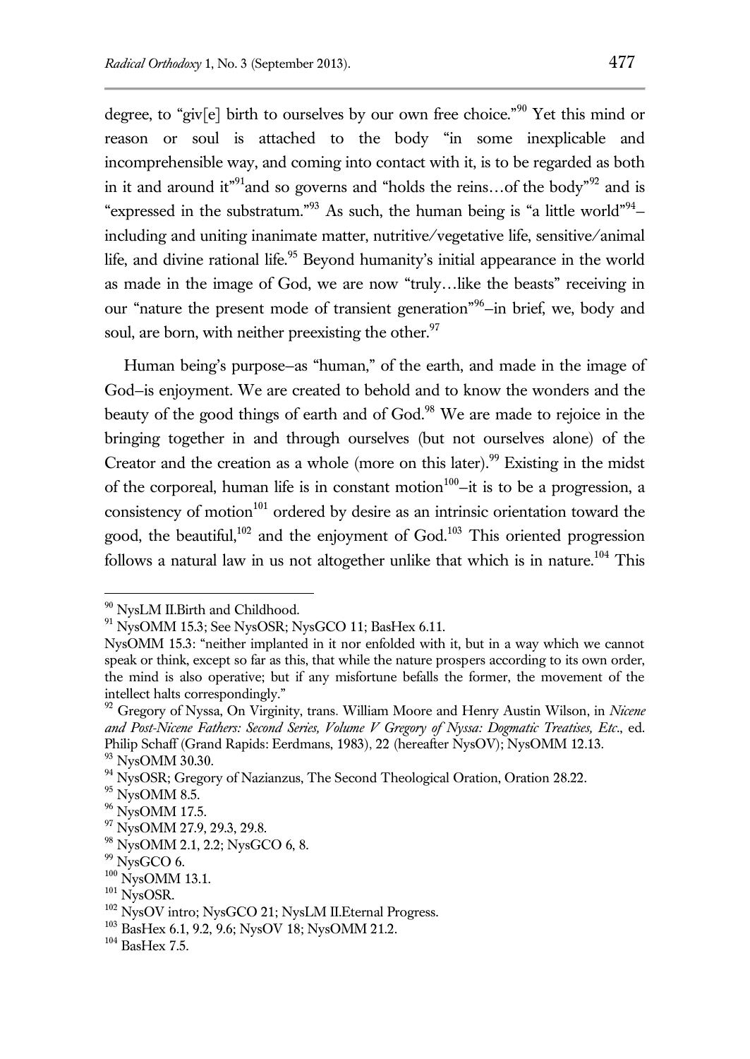degree, to "giv[e] birth to ourselves by our own free choice."[90] Yet this mind or reason or soul is attached to the body "in some inexplicable and incomprehensible way, and coming into contact with it, is to be regarded as both in it and around it"[91]and so governs and "holds the reins…of the body"[92] and is "expressed in the substratum."[93] As such, the human being is "a little world"[94]–including and uniting inanimate matter, nutritive/vegetative life, sensitive/animal life, and divine rational life.[95] Beyond humanity's initial appearance in the world as made in the image of God, we are now "truly…like the beasts" receiving in our "nature the present mode of transient generation"[96]–in brief, we, body and soul, are born, with neither preexisting the other.[97]

Human being's purpose–as "human," of the earth, and made in the image of God–is enjoyment. We are created to behold and to know the wonders and the beauty of the good things of earth and of God.[98] We are made to rejoice in the bringing together in and through ourselves (but not ourselves alone) of the Creator and the creation as a whole (more on this later).[99] Existing in the midst of the corporeal, human life is in constant motion[100]–it is to be a progression, a consistency of motion[101] ordered by desire as an intrinsic orientation toward the good, the beautiful,[102] and the enjoyment of God.[103] This oriented progression follows a natural law in us not altogether unlike that which is in nature.[104] This

---

[90] NysLM II.Birth and Childhood.

[91] NysOMM 15.3; See NysOSR; NysGCO 11; BasHex 6.11.

NysOMM 15.3: "neither implanted in it nor enfolded with it, but in a way which we cannot speak or think, except so far as this, that while the nature prospers according to its own order, the mind is also operative; but if any misfortune befalls the former, the movement of the intellect halts correspondingly."

[92] Gregory of Nyssa, On Virginity, trans. William Moore and Henry Austin Wilson, in *Nicene and Post-Nicene Fathers: Second Series, Volume V Gregory of Nyssa: Dogmatic Treatises, Etc*., ed. Philip Schaff (Grand Rapids: Eerdmans, 1983), 22 (hereafter NysOV); NysOMM 12.13.

[93] NysOMM 30.30.

[94] NysOSR; Gregory of Nazianzus, The Second Theological Oration, Oration 28.22.

[95] NysOMM 8.5.

[96] NysOMM 17.5.

[97] NysOMM 27.9, 29.3, 29.8.

[98] NysOMM 2.1, 2.2; NysGCO 6, 8.

[99] NysGCO 6.

[100] NysOMM 13.1.

[101] NysOSR.

[102] NysOV intro; NysGCO 21; NysLM II.Eternal Progress.

[103] BasHex 6.1, 9.2, 9.6; NysOV 18; NysOMM 21.2.

[104] BasHex 7.5.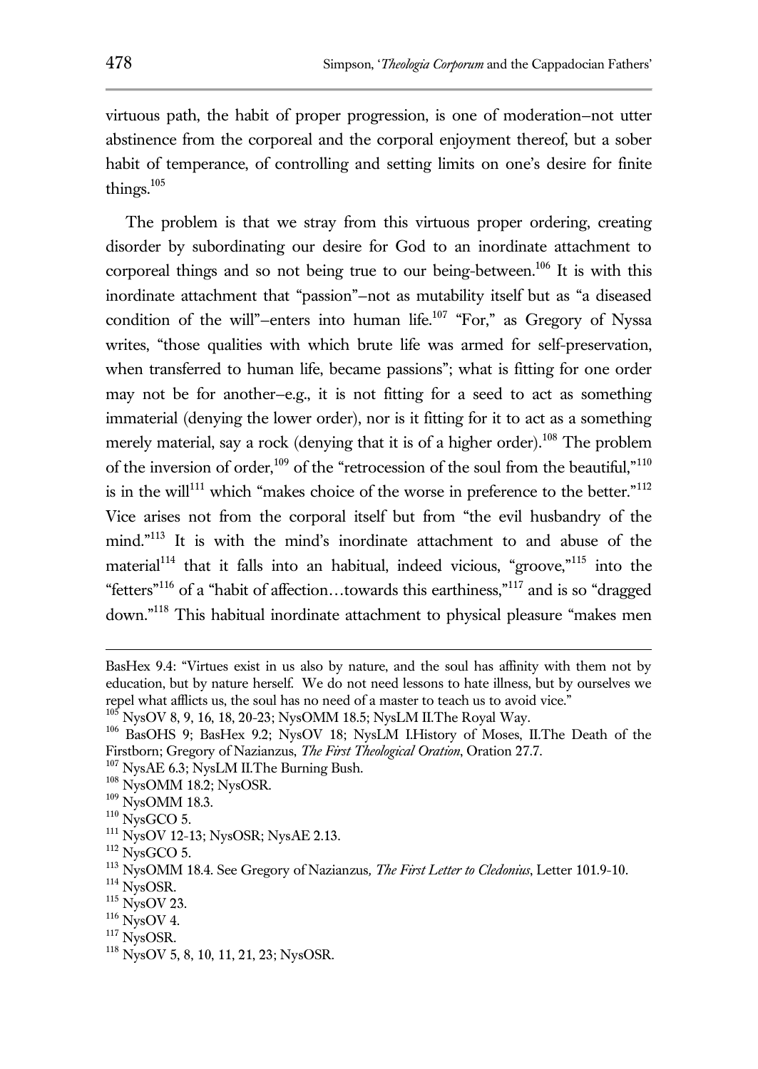virtuous path, the habit of proper progression, is one of moderation–not utter abstinence from the corporeal and the corporal enjoyment thereof, but a sober habit of temperance, of controlling and setting limits on one's desire for finite things.[105]

The problem is that we stray from this virtuous proper ordering, creating disorder by subordinating our desire for God to an inordinate attachment to corporeal things and so not being true to our being-between.[106] It is with this inordinate attachment that "passion"–not as mutability itself but as "a diseased condition of the will"–enters into human life.[107] "For," as Gregory of Nyssa writes, "those qualities with which brute life was armed for self-preservation, when transferred to human life, became passions"; what is fitting for one order may not be for another–e.g., it is not fitting for a seed to act as something immaterial (denying the lower order), nor is it fitting for it to act as a something merely material, say a rock (denying that it is of a higher order).[108] The problem of the inversion of order,[109] of the "retrocession of the soul from the beautiful,"[110] is in the will[111] which "makes choice of the worse in preference to the better."[112] Vice arises not from the corporal itself but from "the evil husbandry of the mind."[113] It is with the mind's inordinate attachment to and abuse of the material[114] that it falls into an habitual, indeed vicious, "groove,"[115] into the "fetters"[116] of a "habit of affection…towards this earthiness,"[117] and is so "dragged down."[118] This habitual inordinate attachment to physical pleasure "makes men

---

BasHex 9.4: "Virtues exist in us also by nature, and the soul has affinity with them not by education, but by nature herself. We do not need lessons to hate illness, but by ourselves we repel what afflicts us, the soul has no need of a master to teach us to avoid vice."

[105] NysOV 8, 9, 16, 18, 20-23; NysOMM 18.5; NysLM II.The Royal Way.

[106] BasOHS 9; BasHex 9.2; NysOV 18; NysLM I.History of Moses, II.The Death of the Firstborn; Gregory of Nazianzus, *The First Theological Oration*, Oration 27.7.

[107] NysAE 6.3; NysLM II.The Burning Bush.

[108] NysOMM 18.2; NysOSR.

[109] NysOMM 18.3.

[110] NysGCO 5.

[111] NysOV 12-13; NysOSR; NysAE 2.13.

[112] NysGCO 5.

[113] NysOMM 18.4. See Gregory of Nazianzus*, The First Letter to Cledonius*, Letter 101.9-10.

[114] NysOSR.

[115] NysOV 23.

[116] NysOV 4.

[117] NysOSR.

[118] NysOV 5, 8, 10, 11, 21, 23; NysOSR.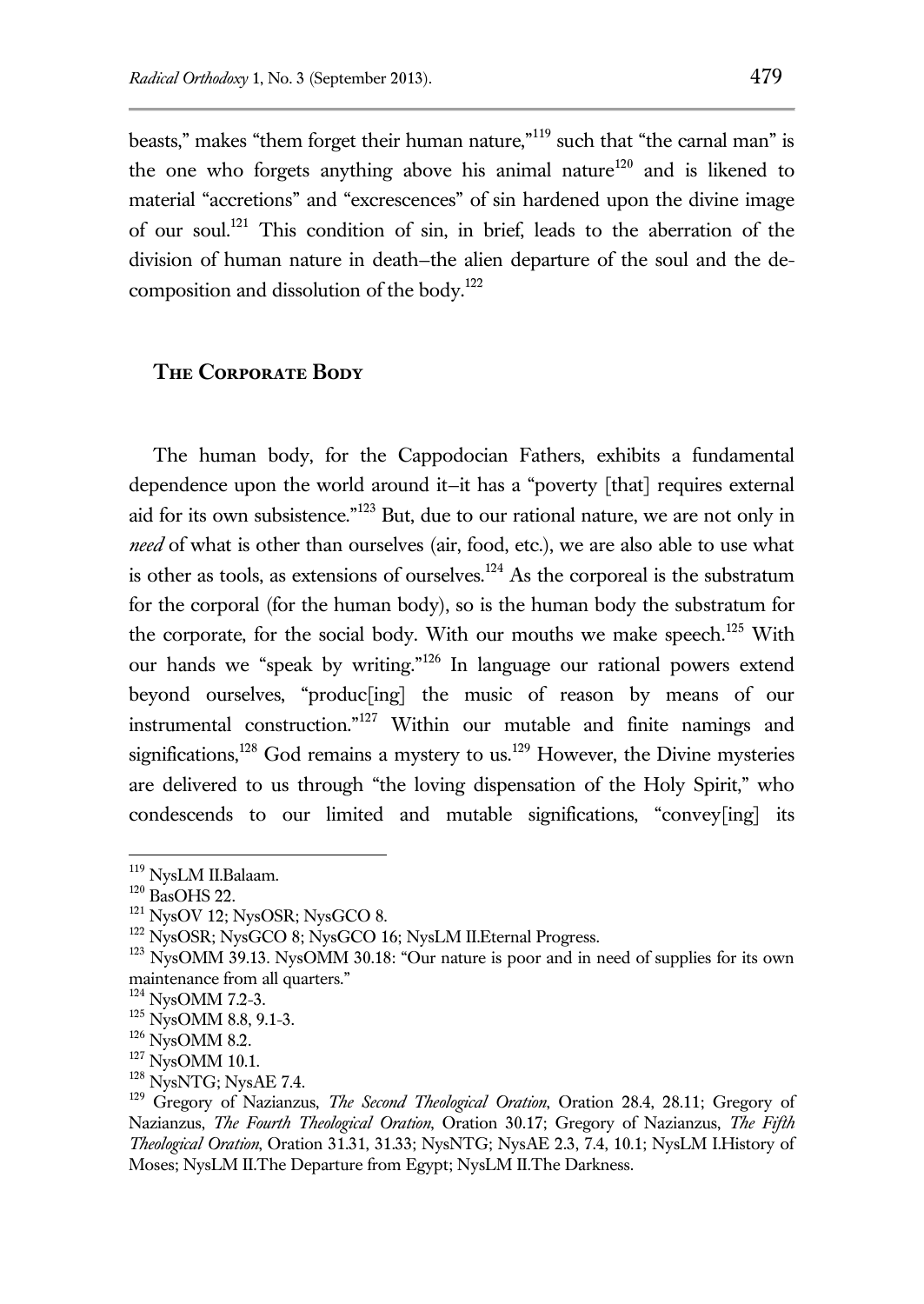beasts," makes "them forget their human nature,"[119] such that "the carnal man" is the one who forgets anything above his animal nature[120] and is likened to material "accretions" and "excrescences" of sin hardened upon the divine image of our soul.[121] This condition of sin, in brief, leads to the aberration of the division of human nature in death–the alien departure of the soul and the decomposition and dissolution of the body.[122]

## The Corporate Body

The human body, for the Cappodocian Fathers, exhibits a fundamental dependence upon the world around it–it has a "poverty [that] requires external aid for its own subsistence."[123] But, due to our rational nature, we are not only in *need* of what is other than ourselves (air, food, etc.), we are also able to use what is other as tools, as extensions of ourselves.[124] As the corporeal is the substratum for the corporal (for the human body), so is the human body the substratum for the corporate, for the social body. With our mouths we make speech.[125] With our hands we "speak by writing."[126] In language our rational powers extend beyond ourselves, "produc[ing] the music of reason by means of our instrumental construction."[127] Within our mutable and finite namings and significations,[128] God remains a mystery to us.[129] However, the Divine mysteries are delivered to us through "the loving dispensation of the Holy Spirit," who condescends to our limited and mutable significations, "convey[ing] its

---

[119] NysLM II.Balaam.

[120] BasOHS 22.

[121] NysOV 12; NysOSR; NysGCO 8.

[122] NysOSR; NysGCO 8; NysGCO 16; NysLM II.Eternal Progress.

[123] NysOMM 39.13. NysOMM 30.18: "Our nature is poor and in need of supplies for its own maintenance from all quarters."

[124] NysOMM 7.2-3.

[125] NysOMM 8.8, 9.1-3.

[126] NysOMM 8.2.

[127] NysOMM 10.1.

[128] NysNTG; NysAE 7.4.

[129] Gregory of Nazianzus, *The Second Theological Oration*, Oration 28.4, 28.11; Gregory of Nazianzus, *The Fourth Theological Oration*, Oration 30.17; Gregory of Nazianzus, *The Fifth Theological Oration*, Oration 31.31, 31.33; NysNTG; NysAE 2.3, 7.4, 10.1; NysLM I.History of Moses; NysLM II.The Departure from Egypt; NysLM II.The Darkness.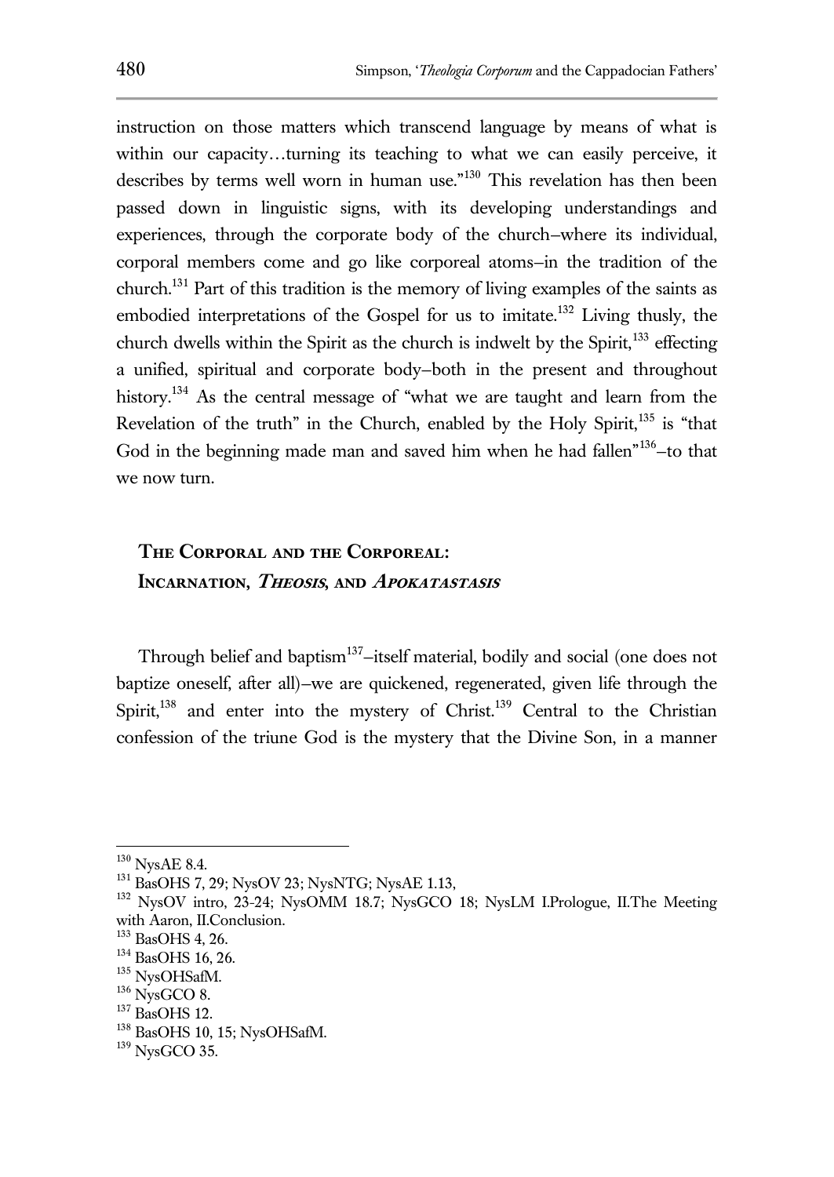instruction on those matters which transcend language by means of what is within our capacity…turning its teaching to what we can easily perceive, it describes by terms well worn in human use."[130] This revelation has then been passed down in linguistic signs, with its developing understandings and experiences, through the corporate body of the church–where its individual, corporal members come and go like corporeal atoms–in the tradition of the church.[131] Part of this tradition is the memory of living examples of the saints as embodied interpretations of the Gospel for us to imitate.[132] Living thusly, the church dwells within the Spirit as the church is indwelt by the Spirit,[133] effecting a unified, spiritual and corporate body–both in the present and throughout history.[134] As the central message of "what we are taught and learn from the Revelation of the truth" in the Church, enabled by the Holy Spirit,[135] is "that God in the beginning made man and saved him when he had fallen"[136]–to that we now turn.

## The Corporal and the Corporeal: Incarnation, *Theosis*, and *Apokatastasis*

Through belief and baptism[137]–itself material, bodily and social (one does not baptize oneself, after all)–we are quickened, regenerated, given life through the Spirit,[138] and enter into the mystery of Christ.[139] Central to the Christian confession of the triune God is the mystery that the Divine Son, in a manner

---

[130] NysAE 8.4.

[131] BasOHS 7, 29; NysOV 23; NysNTG; NysAE 1.13,

[132] NysOV intro, 23-24; NysOMM 18.7; NysGCO 18; NysLM I.Prologue, II.The Meeting with Aaron, II.Conclusion.

[133] BasOHS 4, 26.

[134] BasOHS 16, 26.

[135] NysOHSafM.

[136] NysGCO 8.

[137] BasOHS 12.

[138] BasOHS 10, 15; NysOHSafM.

[139] NysGCO 35.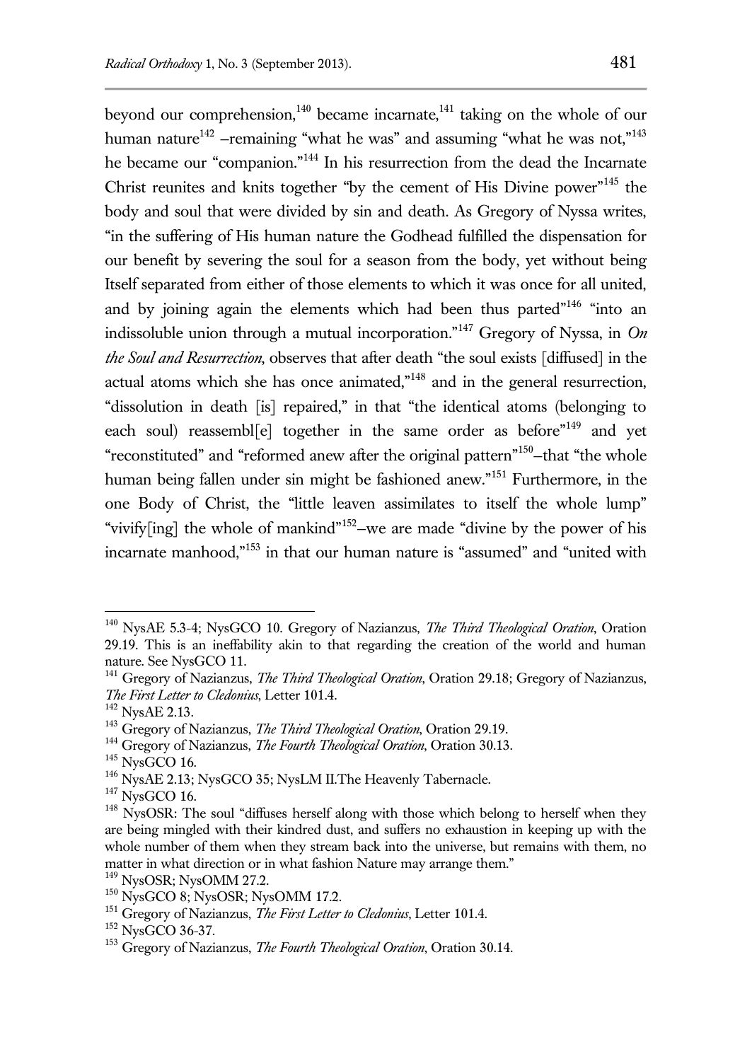beyond our comprehension,[140] became incarnate,[141] taking on the whole of our human nature[142] –remaining "what he was" and assuming "what he was not,"[143] he became our "companion."[144] In his resurrection from the dead the Incarnate Christ reunites and knits together "by the cement of His Divine power"[145] the body and soul that were divided by sin and death. As Gregory of Nyssa writes, "in the suffering of His human nature the Godhead fulfilled the dispensation for our benefit by severing the soul for a season from the body, yet without being Itself separated from either of those elements to which it was once for all united, and by joining again the elements which had been thus parted"[146] "into an indissoluble union through a mutual incorporation."[147] Gregory of Nyssa, in *On the Soul and Resurrection*, observes that after death "the soul exists [diffused] in the actual atoms which she has once animated,"[148] and in the general resurrection, "dissolution in death [is] repaired," in that "the identical atoms (belonging to each soul) reassembl[e] together in the same order as before"[149] and yet "reconstituted" and "reformed anew after the original pattern"[150]–that "the whole human being fallen under sin might be fashioned anew."[151] Furthermore, in the one Body of Christ, the "little leaven assimilates to itself the whole lump" "vivify[ing] the whole of mankind"[152]–we are made "divine by the power of his incarnate manhood,"[153] in that our human nature is "assumed" and "united with

---

[140] NysAE 5.3-4; NysGCO 10. Gregory of Nazianzus, *The Third Theological Oration*, Oration 29.19. This is an ineffability akin to that regarding the creation of the world and human nature. See NysGCO 11.

[141] Gregory of Nazianzus, *The Third Theological Oration*, Oration 29.18; Gregory of Nazianzus, *The First Letter to Cledonius*, Letter 101.4.

[142] NysAE 2.13.

[143] Gregory of Nazianzus, *The Third Theological Oration*, Oration 29.19.

[144] Gregory of Nazianzus, *The Fourth Theological Oration*, Oration 30.13.

[145] NysGCO 16.

[146] NysAE 2.13; NysGCO 35; NysLM II.The Heavenly Tabernacle.

[147] NysGCO 16.

[148] NysOSR: The soul "diffuses herself along with those which belong to herself when they are being mingled with their kindred dust, and suffers no exhaustion in keeping up with the whole number of them when they stream back into the universe, but remains with them, no matter in what direction or in what fashion Nature may arrange them."

[149] NysOSR; NysOMM 27.2.

[150] NysGCO 8; NysOSR; NysOMM 17.2.

[151] Gregory of Nazianzus, *The First Letter to Cledonius*, Letter 101.4.

[152] NysGCO 36-37.

[153] Gregory of Nazianzus, *The Fourth Theological Oration*, Oration 30.14.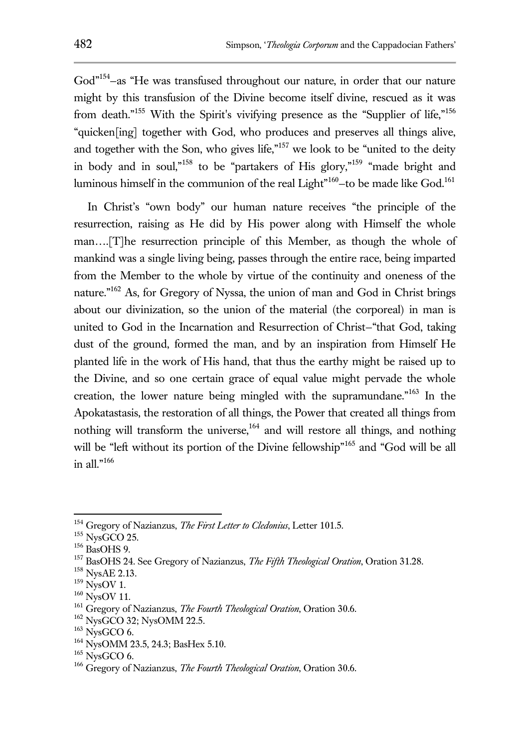God"[154]–as "He was transfused throughout our nature, in order that our nature might by this transfusion of the Divine become itself divine, rescued as it was from death."[155] With the Spirit's vivifying presence as the "Supplier of life,"[156] "quicken[ing] together with God, who produces and preserves all things alive, and together with the Son, who gives life,"[157] we look to be "united to the deity in body and in soul,"[158] to be "partakers of His glory,"[159] "made bright and luminous himself in the communion of the real Light"[160]–to be made like God.[161]

In Christ's "own body" our human nature receives "the principle of the resurrection, raising as He did by His power along with Himself the whole man….[T]he resurrection principle of this Member, as though the whole of mankind was a single living being, passes through the entire race, being imparted from the Member to the whole by virtue of the continuity and oneness of the nature."[162] As, for Gregory of Nyssa, the union of man and God in Christ brings about our divinization, so the union of the material (the corporeal) in man is united to God in the Incarnation and Resurrection of Christ–"that God, taking dust of the ground, formed the man, and by an inspiration from Himself He planted life in the work of His hand, that thus the earthy might be raised up to the Divine, and so one certain grace of equal value might pervade the whole creation, the lower nature being mingled with the supramundane."[163] In the Apokatastasis, the restoration of all things, the Power that created all things from nothing will transform the universe,[164] and will restore all things, and nothing will be "left without its portion of the Divine fellowship"[165] and "God will be all in all."[166]

---

[154] Gregory of Nazianzus, *The First Letter to Cledonius*, Letter 101.5.
[155] NysGCO 25.
[156] BasOHS 9.
[157] BasOHS 24. See Gregory of Nazianzus, *The Fifth Theological Oration*, Oration 31.28.
[158] NysAE 2.13.
[159] NysOV 1.
[160] NysOV 11.
[161] Gregory of Nazianzus, *The Fourth Theological Oration*, Oration 30.6.
[162] NysGCO 32; NysOMM 22.5.
[163] NysGCO 6.
[164] NysOMM 23.5, 24.3; BasHex 5.10.
[165] NysGCO 6.
[166] Gregory of Nazianzus, *The Fourth Theological Oration*, Oration 30.6.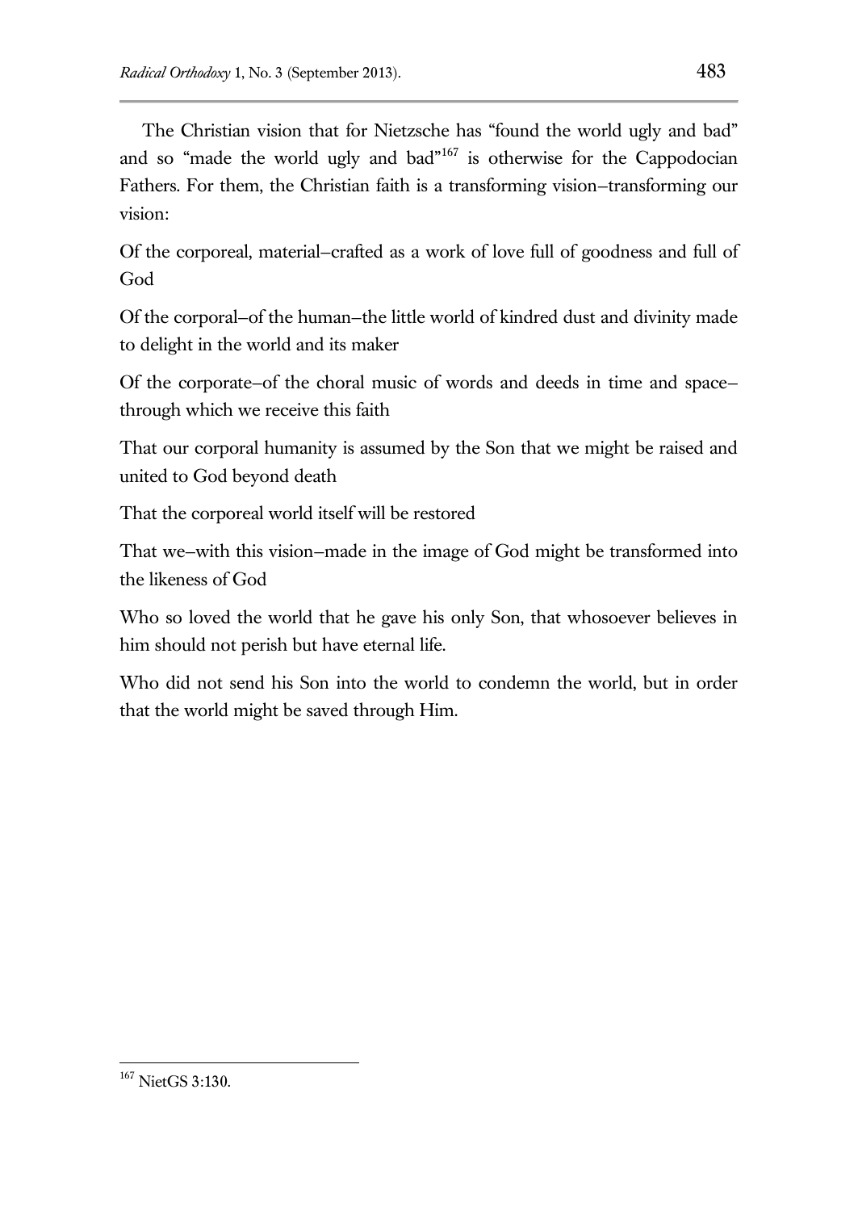The Christian vision that for Nietzsche has "found the world ugly and bad" and so "made the world ugly and bad"[167] is otherwise for the Cappodocian Fathers. For them, the Christian faith is a transforming vision–transforming our vision:

Of the corporeal, material–crafted as a work of love full of goodness and full of God

Of the corporal–of the human–the little world of kindred dust and divinity made to delight in the world and its maker

Of the corporate–of the choral music of words and deeds in time and space–through which we receive this faith

That our corporal humanity is assumed by the Son that we might be raised and united to God beyond death

That the corporeal world itself will be restored

That we–with this vision–made in the image of God might be transformed into the likeness of God

Who so loved the world that he gave his only Son, that whosoever believes in him should not perish but have eternal life.

Who did not send his Son into the world to condemn the world, but in order that the world might be saved through Him.

---

[167] NietGS 3:130.